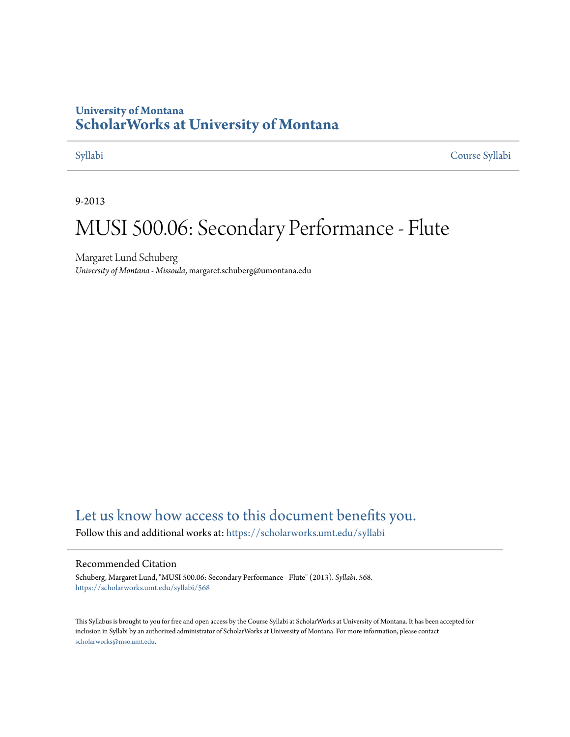University of Montana

# ScholarWorks at University of Montana

Syllabi Course Syllabi

---

9-2013

# MUSI 500.06: Secondary Performance - Flute

Margaret Lund Schuberg

*University of Montana - Missoula*, margaret.schuberg@umontana.edu

Let us know how access to this document benefits you.

Follow this and additional works at: https://scholarworks.umt.edu/syllabi

## Recommended Citation

Schuberg, Margaret Lund, "MUSI 500.06: Secondary Performance - Flute" (2013). *Syllabi*. 568.
https://scholarworks.umt.edu/syllabi/568

This Syllabus is brought to you for free and open access by the Course Syllabi at ScholarWorks at University of Montana. It has been accepted for inclusion in Syllabi by an authorized administrator of ScholarWorks at University of Montana. For more information, please contact scholarworks@mso.umt.edu.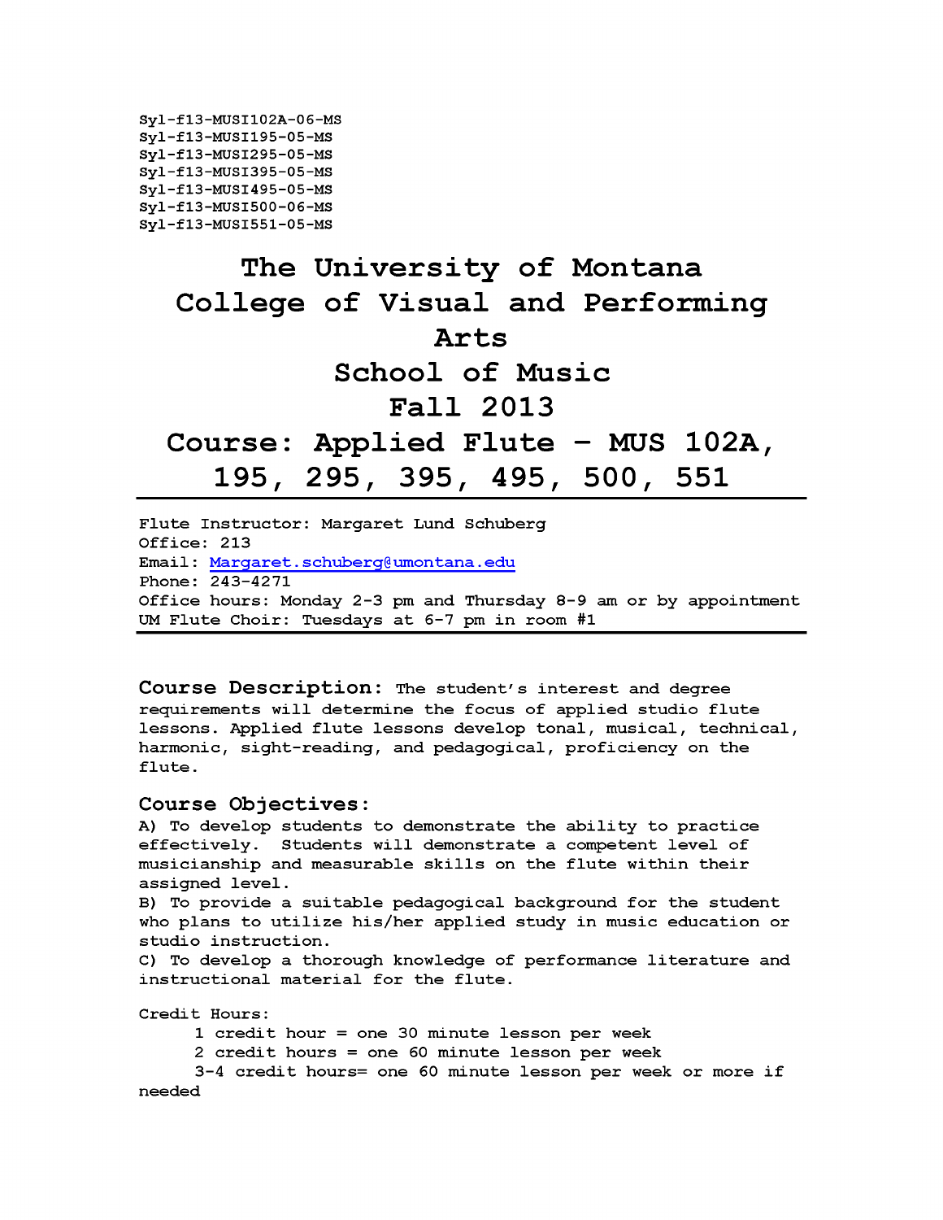Syl-f13-MUSI102A-06-MS
Syl-f13-MUSI195-05-MS
Syl-f13-MUSI295-05-MS
Syl-f13-MUSI395-05-MS
Syl-f13-MUSI495-05-MS
Syl-f13-MUSI500-06-MS
Syl-f13-MUSI551-05-MS

# The University of Montana
# College of Visual and Performing Arts
# School of Music
# Fall 2013
# Course: Applied Flute – MUS 102A, 195, 295, 395, 495, 500, 551

---

Flute Instructor: Margaret Lund Schuberg
Office: 213
Email: [Margaret.schuberg@umontana.edu](mailto:Margaret.schuberg@umontana.edu)
Phone: 243-4271
Office hours: Monday 2-3 pm and Thursday 8-9 am or by appointment
UM Flute Choir: Tuesdays at 6-7 pm in room #1

---

**Course Description:** The student's interest and degree requirements will determine the focus of applied studio flute lessons. Applied flute lessons develop tonal, musical, technical, harmonic, sight-reading, and pedagogical, proficiency on the flute.

## Course Objectives:

A) To develop students to demonstrate the ability to practice effectively. Students will demonstrate a competent level of musicianship and measurable skills on the flute within their assigned level.
B) To provide a suitable pedagogical background for the student who plans to utilize his/her applied study in music education or studio instruction.
C) To develop a thorough knowledge of performance literature and instructional material for the flute.

Credit Hours:
1 credit hour = one 30 minute lesson per week
2 credit hours = one 60 minute lesson per week
3-4 credit hours= one 60 minute lesson per week or more if needed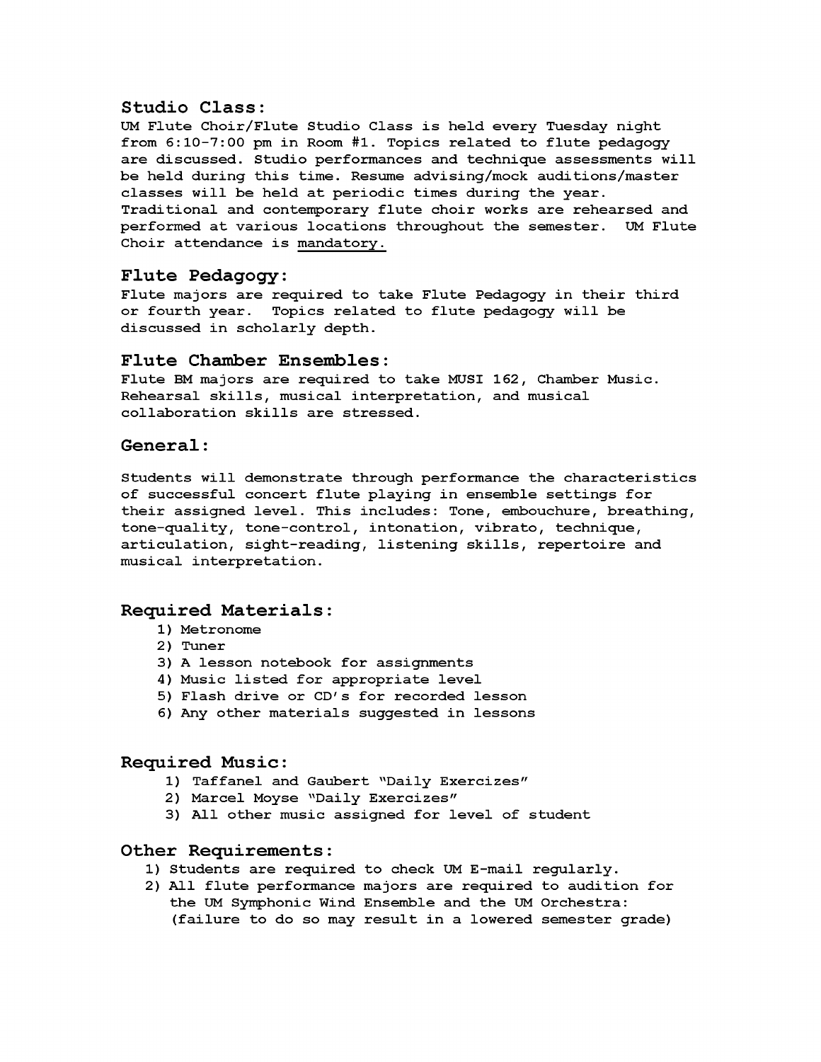## Studio Class:

UM Flute Choir/Flute Studio Class is held every Tuesday night from 6:10-7:00 pm in Room #1. Topics related to flute pedagogy are discussed. Studio performances and technique assessments will be held during this time. Resume advising/mock auditions/master classes will be held at periodic times during the year. Traditional and contemporary flute choir works are rehearsed and performed at various locations throughout the semester. UM Flute Choir attendance is <u>mandatory.</u>

## Flute Pedagogy:

Flute majors are required to take Flute Pedagogy in their third or fourth year. Topics related to flute pedagogy will be discussed in scholarly depth.

## Flute Chamber Ensembles:

Flute BM majors are required to take MUSI 162, Chamber Music. Rehearsal skills, musical interpretation, and musical collaboration skills are stressed.

## General:

Students will demonstrate through performance the characteristics of successful concert flute playing in ensemble settings for their assigned level. This includes: Tone, embouchure, breathing, tone-quality, tone-control, intonation, vibrato, technique, articulation, sight-reading, listening skills, repertoire and musical interpretation.

## Required Materials:

1) Metronome
2) Tuner
3) A lesson notebook for assignments
4) Music listed for appropriate level
5) Flash drive or CD's for recorded lesson
6) Any other materials suggested in lessons

## Required Music:

1) Taffanel and Gaubert "Daily Exercizes"
2) Marcel Moyse "Daily Exercizes"
3) All other music assigned for level of student

## Other Requirements:

1) Students are required to check UM E-mail regularly.
2) All flute performance majors are required to audition for the UM Symphonic Wind Ensemble and the UM Orchestra: (failure to do so may result in a lowered semester grade)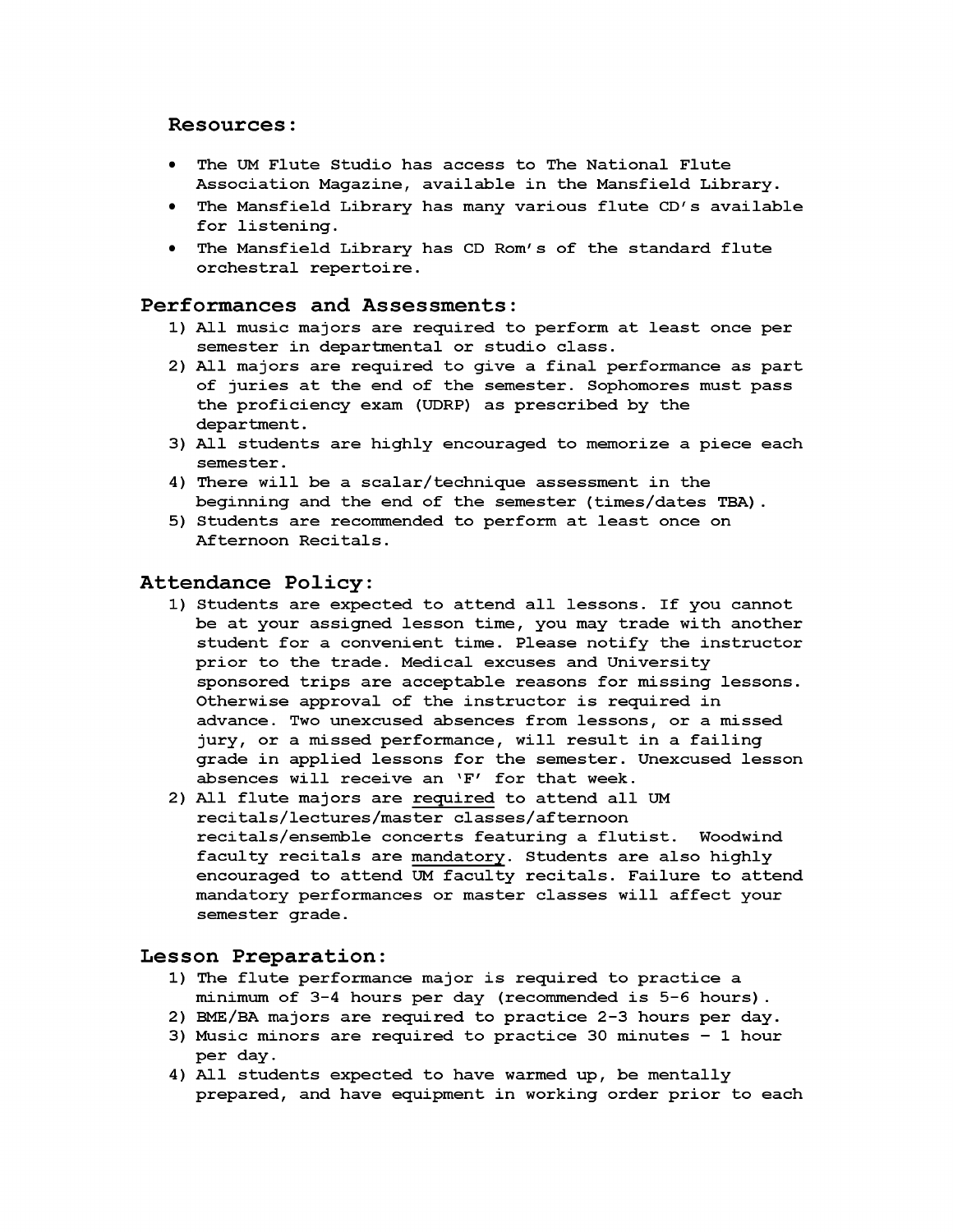## Resources:

- The UM Flute Studio has access to The National Flute Association Magazine, available in the Mansfield Library.
- The Mansfield Library has many various flute CD's available for listening.
- The Mansfield Library has CD Rom's of the standard flute orchestral repertoire.

## Performances and Assessments:

1) All music majors are required to perform at least once per semester in departmental or studio class.
2) All majors are required to give a final performance as part of juries at the end of the semester. Sophomores must pass the proficiency exam (UDRP) as prescribed by the department.
3) All students are highly encouraged to memorize a piece each semester.
4) There will be a scalar/technique assessment in the beginning and the end of the semester (times/dates TBA).
5) Students are recommended to perform at least once on Afternoon Recitals.

## Attendance Policy:

1) Students are expected to attend all lessons. If you cannot be at your assigned lesson time, you may trade with another student for a convenient time. Please notify the instructor prior to the trade. Medical excuses and University sponsored trips are acceptable reasons for missing lessons. Otherwise approval of the instructor is required in advance. Two unexcused absences from lessons, or a missed jury, or a missed performance, will result in a failing grade in applied lessons for the semester. Unexcused lesson absences will receive an 'F' for that week.
2) All flute majors are <u>required</u> to attend all UM recitals/lectures/master classes/afternoon recitals/ensemble concerts featuring a flutist. Woodwind faculty recitals are <u>mandatory</u>. Students are also highly encouraged to attend UM faculty recitals. Failure to attend mandatory performances or master classes will affect your semester grade.

## Lesson Preparation:

1) The flute performance major is required to practice a minimum of 3-4 hours per day (recommended is 5-6 hours).
2) BME/BA majors are required to practice 2-3 hours per day.
3) Music minors are required to practice 30 minutes – 1 hour per day.
4) All students expected to have warmed up, be mentally prepared, and have equipment in working order prior to each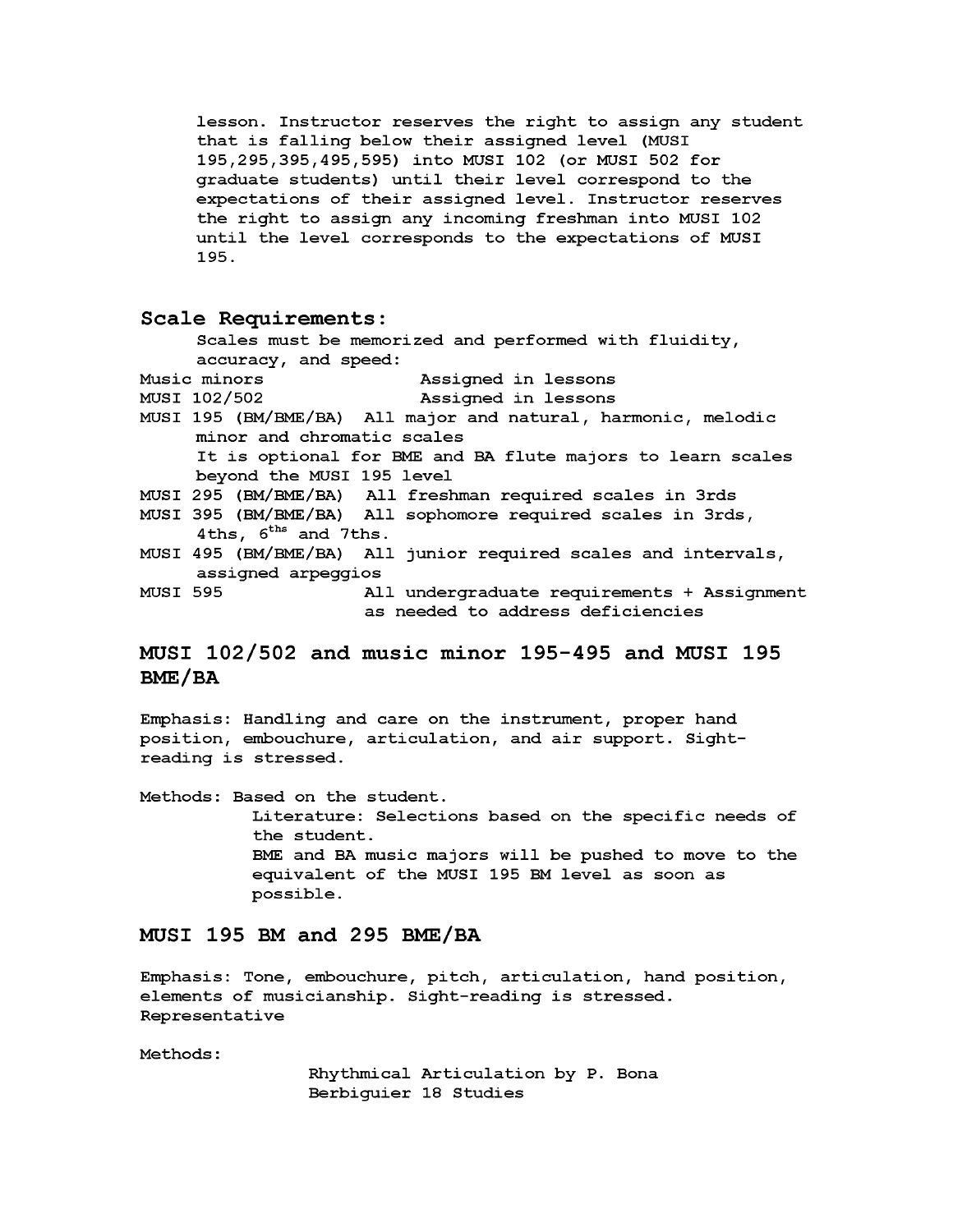lesson. Instructor reserves the right to assign any student that is falling below their assigned level (MUSI 195,295,395,495,595) into MUSI 102 (or MUSI 502 for graduate students) until their level correspond to the expectations of their assigned level. Instructor reserves the right to assign any incoming freshman into MUSI 102 until the level corresponds to the expectations of MUSI 195.

## Scale Requirements:

Scales must be memorized and performed with fluidity, accuracy, and speed:

Music minors — Assigned in lessons

MUSI 102/502 — Assigned in lessons

MUSI 195 (BM/BME/BA) — All major and natural, harmonic, melodic minor and chromatic scales

It is optional for BME and BA flute majors to learn scales beyond the MUSI 195 level

MUSI 295 (BM/BME/BA) — All freshman required scales in 3rds

MUSI 395 (BM/BME/BA) — All sophomore required scales in 3rds, 4ths, 6ths and 7ths.

MUSI 495 (BM/BME/BA) — All junior required scales and intervals, assigned arpeggios

MUSI 595 — All undergraduate requirements + Assignment as needed to address deficiencies

## MUSI 102/502 and music minor 195-495 and MUSI 195 BME/BA

Emphasis: Handling and care on the instrument, proper hand position, embouchure, articulation, and air support. Sight-reading is stressed.

Methods: Based on the student.

Literature: Selections based on the specific needs of the student.

BME and BA music majors will be pushed to move to the equivalent of the MUSI 195 BM level as soon as possible.

## MUSI 195 BM and 295 BME/BA

Emphasis: Tone, embouchure, pitch, articulation, hand position, elements of musicianship. Sight-reading is stressed. Representative

Methods:

Rhythmical Articulation by P. Bona

Berbiguier 18 Studies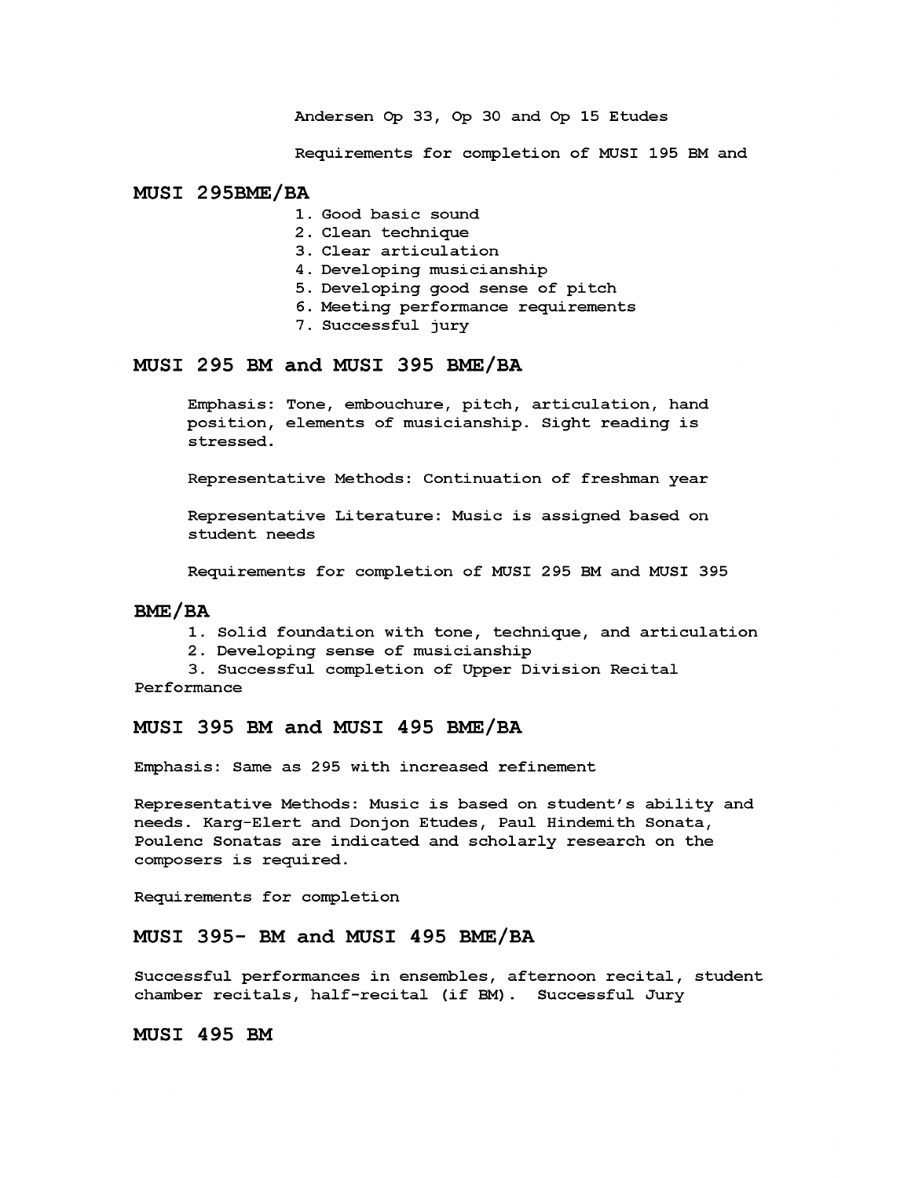Andersen Op 33, Op 30 and Op 15 Etudes

Requirements for completion of MUSI 195 BM and

## MUSI 295BME/BA

1. Good basic sound
2. Clean technique
3. Clear articulation
4. Developing musicianship
5. Developing good sense of pitch
6. Meeting performance requirements
7. Successful jury

## MUSI 295 BM and MUSI 395 BME/BA

Emphasis: Tone, embouchure, pitch, articulation, hand position, elements of musicianship. Sight reading is stressed.

Representative Methods: Continuation of freshman year

Representative Literature: Music is assigned based on student needs

Requirements for completion of MUSI 295 BM and MUSI 395

## BME/BA

1. Solid foundation with tone, technique, and articulation
2. Developing sense of musicianship
3. Successful completion of Upper Division Recital Performance

## MUSI 395 BM and MUSI 495 BME/BA

Emphasis: Same as 295 with increased refinement

Representative Methods: Music is based on student's ability and needs. Karg-Elert and Donjon Etudes, Paul Hindemith Sonata, Poulenc Sonatas are indicated and scholarly research on the composers is required.

Requirements for completion

## MUSI 395- BM and MUSI 495 BME/BA

Successful performances in ensembles, afternoon recital, student chamber recitals, half-recital (if BM). Successful Jury

## MUSI 495 BM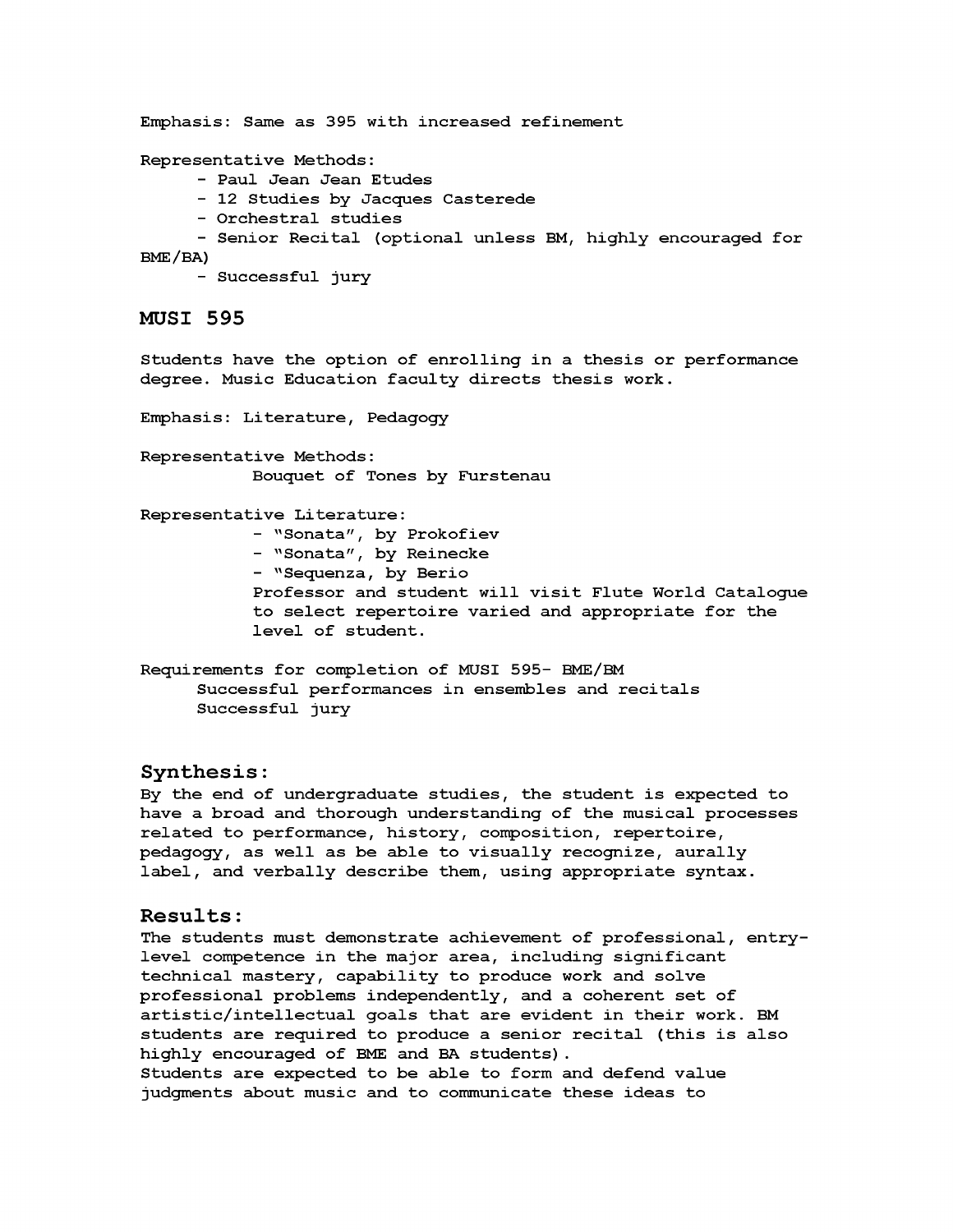Emphasis: Same as 395 with increased refinement

Representative Methods:

- Paul Jean Jean Etudes
- 12 Studies by Jacques Casterede
- Orchestral studies
- Senior Recital (optional unless BM, highly encouraged for BME/BA)
- Successful jury

## MUSI 595

Students have the option of enrolling in a thesis or performance degree. Music Education faculty directs thesis work.

Emphasis: Literature, Pedagogy

Representative Methods:

Bouquet of Tones by Furstenau

Representative Literature:

- "Sonata", by Prokofiev
- "Sonata", by Reinecke
- "Sequenza, by Berio

Professor and student will visit Flute World Catalogue to select repertoire varied and appropriate for the level of student.

Requirements for completion of MUSI 595- BME/BM

Successful performances in ensembles and recitals

Successful jury

## Synthesis:

By the end of undergraduate studies, the student is expected to have a broad and thorough understanding of the musical processes related to performance, history, composition, repertoire, pedagogy, as well as be able to visually recognize, aurally label, and verbally describe them, using appropriate syntax.

## Results:

The students must demonstrate achievement of professional, entry-level competence in the major area, including significant technical mastery, capability to produce work and solve professional problems independently, and a coherent set of artistic/intellectual goals that are evident in their work. BM students are required to produce a senior recital (this is also highly encouraged of BME and BA students).

Students are expected to be able to form and defend value judgments about music and to communicate these ideas to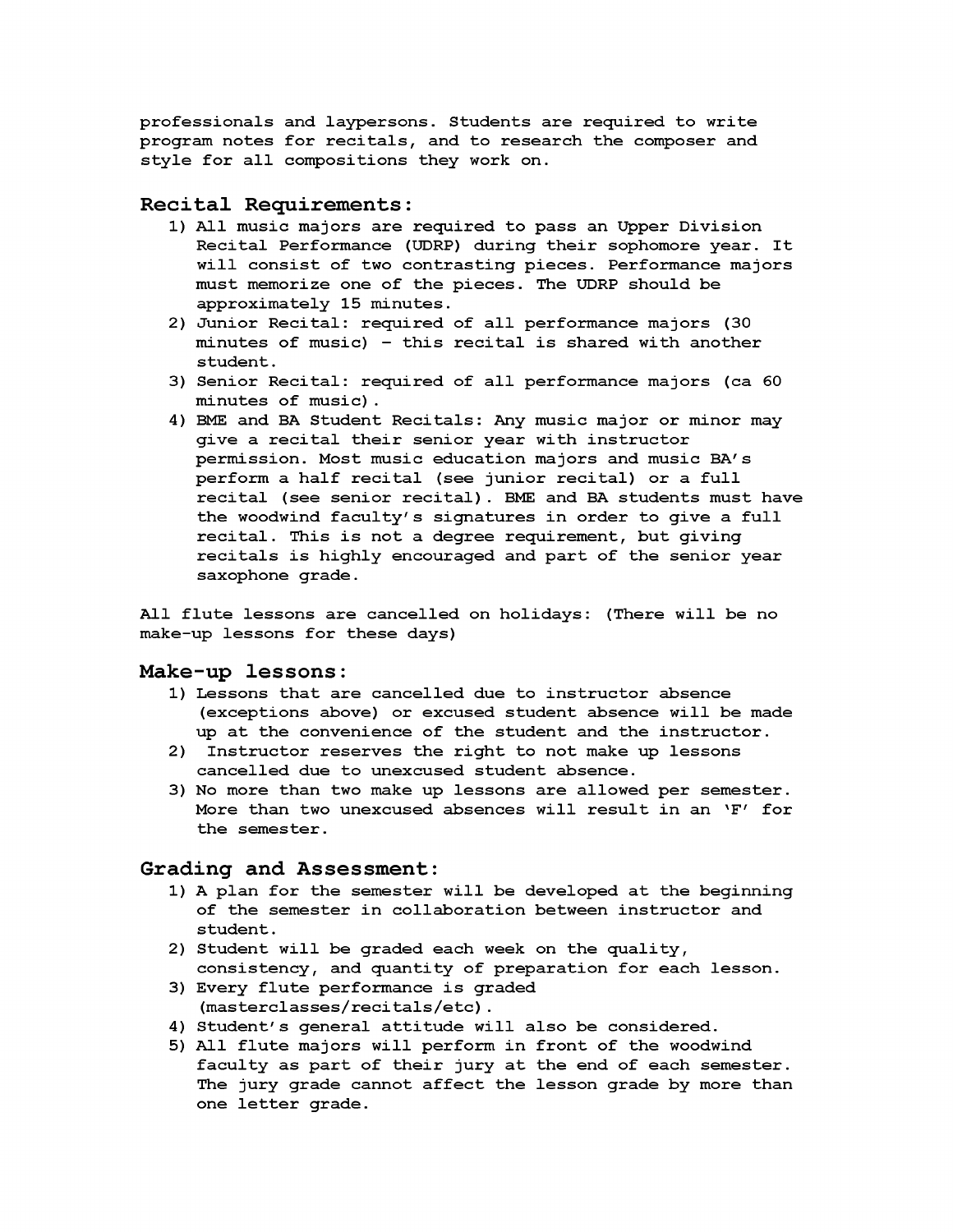professionals and laypersons. Students are required to write program notes for recitals, and to research the composer and style for all compositions they work on.

## Recital Requirements:

1) All music majors are required to pass an Upper Division Recital Performance (UDRP) during their sophomore year. It will consist of two contrasting pieces. Performance majors must memorize one of the pieces. The UDRP should be approximately 15 minutes.
2) Junior Recital: required of all performance majors (30 minutes of music) – this recital is shared with another student.
3) Senior Recital: required of all performance majors (ca 60 minutes of music).
4) BME and BA Student Recitals: Any music major or minor may give a recital their senior year with instructor permission. Most music education majors and music BA's perform a half recital (see junior recital) or a full recital (see senior recital). BME and BA students must have the woodwind faculty's signatures in order to give a full recital. This is not a degree requirement, but giving recitals is highly encouraged and part of the senior year saxophone grade.

All flute lessons are cancelled on holidays: (There will be no make-up lessons for these days)

## Make-up lessons:

1) Lessons that are cancelled due to instructor absence (exceptions above) or excused student absence will be made up at the convenience of the student and the instructor.
2) Instructor reserves the right to not make up lessons cancelled due to unexcused student absence.
3) No more than two make up lessons are allowed per semester. More than two unexcused absences will result in an 'F' for the semester.

## Grading and Assessment:

1) A plan for the semester will be developed at the beginning of the semester in collaboration between instructor and student.
2) Student will be graded each week on the quality, consistency, and quantity of preparation for each lesson.
3) Every flute performance is graded (masterclasses/recitals/etc).
4) Student's general attitude will also be considered.
5) All flute majors will perform in front of the woodwind faculty as part of their jury at the end of each semester. The jury grade cannot affect the lesson grade by more than one letter grade.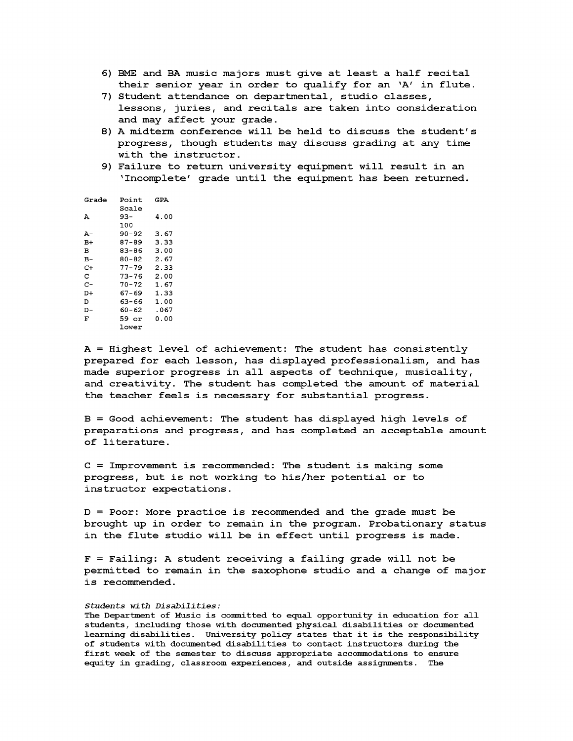6) BME and BA music majors must give at least a half recital their senior year in order to qualify for an 'A' in flute.
7) Student attendance on departmental, studio classes, lessons, juries, and recitals are taken into consideration and may affect your grade.
8) A midterm conference will be held to discuss the student's progress, though students may discuss grading at any time with the instructor.
9) Failure to return university equipment will result in an 'Incomplete' grade until the equipment has been returned.

| Grade | Point Scale | GPA |
|---|---|---|
| A | 93-100 | 4.00 |
| A- | 90-92 | 3.67 |
| B+ | 87-89 | 3.33 |
| B | 83-86 | 3.00 |
| B- | 80-82 | 2.67 |
| C+ | 77-79 | 2.33 |
| C | 73-76 | 2.00 |
| C- | 70-72 | 1.67 |
| D+ | 67-69 | 1.33 |
| D | 63-66 | 1.00 |
| D- | 60-62 | .067 |
| F | 59 or lower | 0.00 |

A = Highest level of achievement: The student has consistently prepared for each lesson, has displayed professionalism, and has made superior progress in all aspects of technique, musicality, and creativity. The student has completed the amount of material the teacher feels is necessary for substantial progress.

B = Good achievement: The student has displayed high levels of preparations and progress, and has completed an acceptable amount of literature.

C = Improvement is recommended: The student is making some progress, but is not working to his/her potential or to instructor expectations.

D = Poor: More practice is recommended and the grade must be brought up in order to remain in the program. Probationary status in the flute studio will be in effect until progress is made.

F = Failing: A student receiving a failing grade will not be permitted to remain in the saxophone studio and a change of major is recommended.

*Students with Disabilities:*
The Department of Music is committed to equal opportunity in education for all students, including those with documented physical disabilities or documented learning disabilities. University policy states that it is the responsibility of students with documented disabilities to contact instructors during the first week of the semester to discuss appropriate accommodations to ensure equity in grading, classroom experiences, and outside assignments. The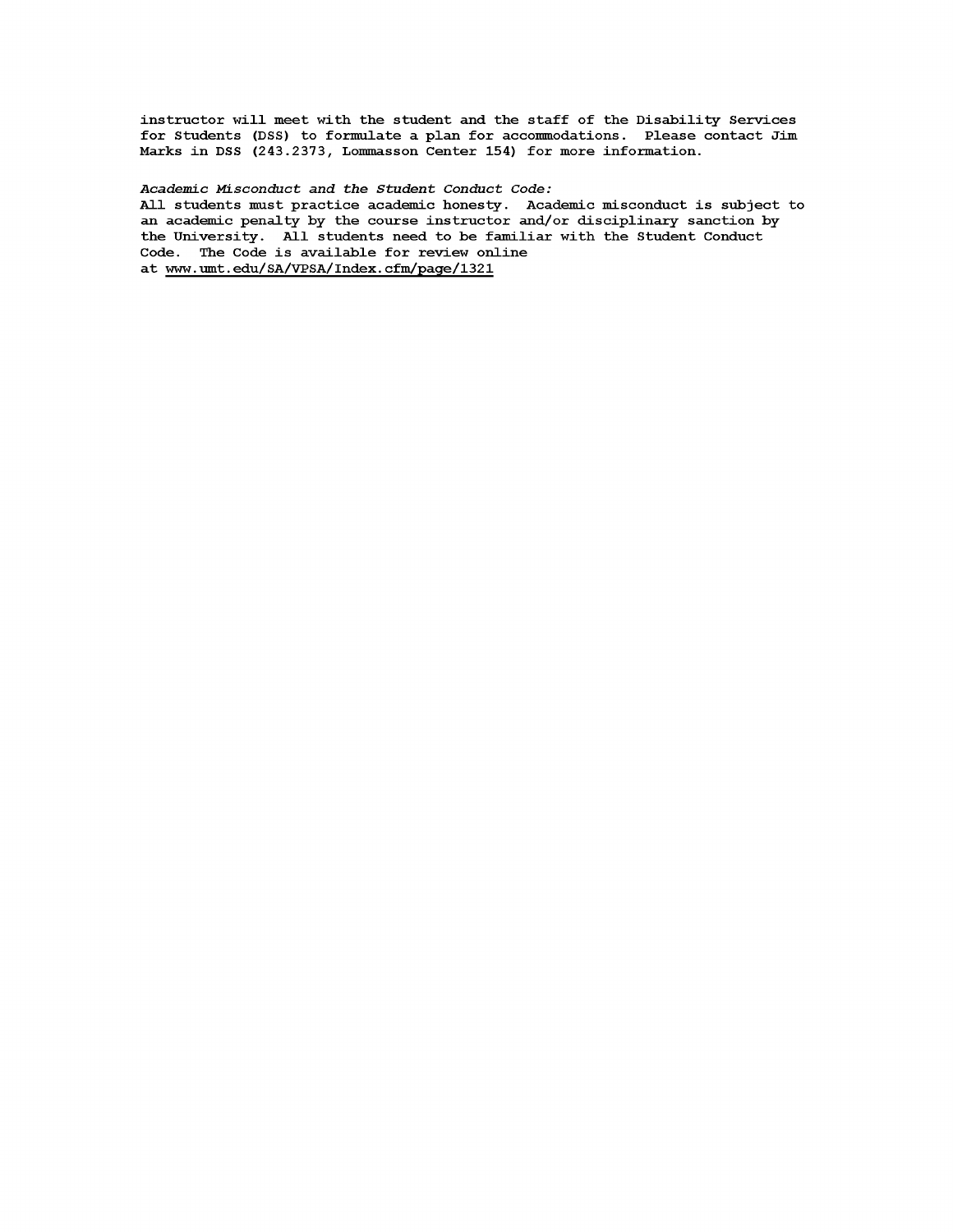instructor will meet with the student and the staff of the Disability Services for Students (DSS) to formulate a plan for accommodations. Please contact Jim Marks in DSS (243.2373, Lommasson Center 154) for more information.

*Academic Misconduct and the Student Conduct Code:*
All students must practice academic honesty. Academic misconduct is subject to an academic penalty by the course instructor and/or disciplinary sanction by the University. All students need to be familiar with the Student Conduct Code. The Code is available for review online at www.umt.edu/SA/VPSA/Index.cfm/page/1321